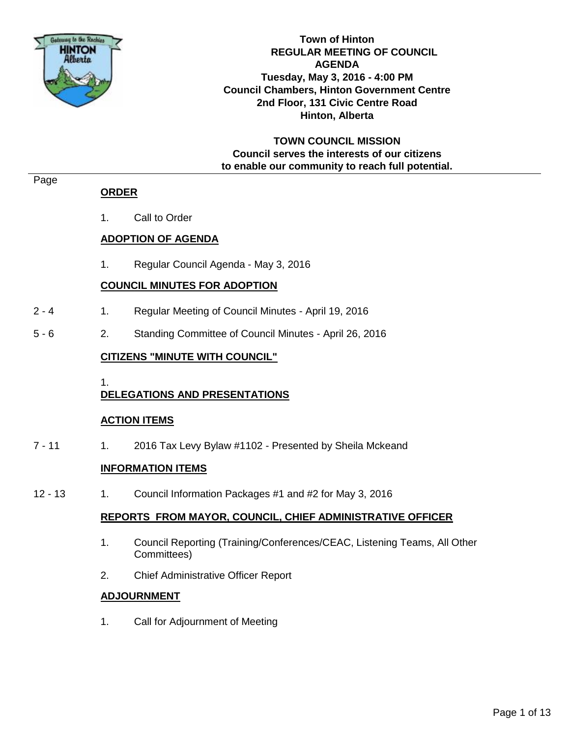**Town of Hinton**
**REGULAR MEETING OF COUNCIL**
**AGENDA**
**Tuesday, May 3, 2016 - 4:00 PM**
**Council Chambers, Hinton Government Centre**
**2nd Floor, 131 Civic Centre Road**
**Hinton, Alberta**

**TOWN COUNCIL MISSION**
**Council serves the interests of our citizens to enable our community to reach full potential.**

| Page | | |
|---|---|---|
| | **ORDER** | |
| | 1. | Call to Order |
| | **ADOPTION OF AGENDA** | |
| | 1. | Regular Council Agenda - May 3, 2016 |
| | **COUNCIL MINUTES FOR ADOPTION** | |
| 2 - 4 | 1. | Regular Meeting of Council Minutes - April 19, 2016 |
| 5 - 6 | 2. | Standing Committee of Council Minutes - April 26, 2016 |
| | **CITIZENS "MINUTE WITH COUNCIL"** | |
| | 1. | |
| | **DELEGATIONS AND PRESENTATIONS** | |
| | **ACTION ITEMS** | |
| 7 - 11 | 1. | 2016 Tax Levy Bylaw #1102 - Presented by Sheila Mckeand |
| | **INFORMATION ITEMS** | |
| 12 - 13 | 1. | Council Information Packages #1 and #2 for May 3, 2016 |
| | **REPORTS FROM MAYOR, COUNCIL, CHIEF ADMINISTRATIVE OFFICER** | |
| | 1. | Council Reporting (Training/Conferences/CEAC, Listening Teams, All Other Committees) |
| | 2. | Chief Administrative Officer Report |
| | **ADJOURNMENT** | |
| | 1. | Call for Adjournment of Meeting |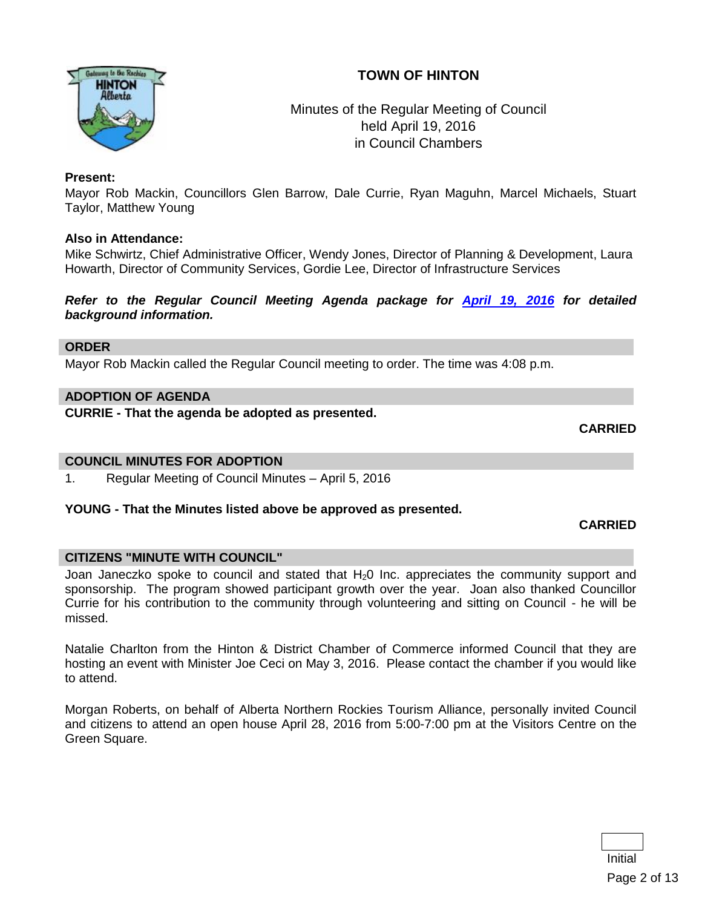# TOWN OF HINTON

Minutes of the Regular Meeting of Council
held April 19, 2016
in Council Chambers

**Present:**
Mayor Rob Mackin, Councillors Glen Barrow, Dale Currie, Ryan Maguhn, Marcel Michaels, Stuart Taylor, Matthew Young

**Also in Attendance:**
Mike Schwirtz, Chief Administrative Officer, Wendy Jones, Director of Planning & Development, Laura Howarth, Director of Community Services, Gordie Lee, Director of Infrastructure Services

***Refer to the Regular Council Meeting Agenda package for April 19, 2016 for detailed background information.***

## ORDER

Mayor Rob Mackin called the Regular Council meeting to order. The time was 4:08 p.m.

## ADOPTION OF AGENDA

**CURRIE - That the agenda be adopted as presented.**

**CARRIED**

## COUNCIL MINUTES FOR ADOPTION

1. Regular Meeting of Council Minutes – April 5, 2016

**YOUNG - That the Minutes listed above be approved as presented.**

**CARRIED**

## CITIZENS "MINUTE WITH COUNCIL"

Joan Janeczko spoke to council and stated that $H_20$ Inc. appreciates the community support and sponsorship. The program showed participant growth over the year. Joan also thanked Councillor Currie for his contribution to the community through volunteering and sitting on Council - he will be missed.

Natalie Charlton from the Hinton & District Chamber of Commerce informed Council that they are hosting an event with Minister Joe Ceci on May 3, 2016. Please contact the chamber if you would like to attend.

Morgan Roberts, on behalf of Alberta Northern Rockies Tourism Alliance, personally invited Council and citizens to attend an open house April 28, 2016 from 5:00-7:00 pm at the Visitors Centre on the Green Square.

Initial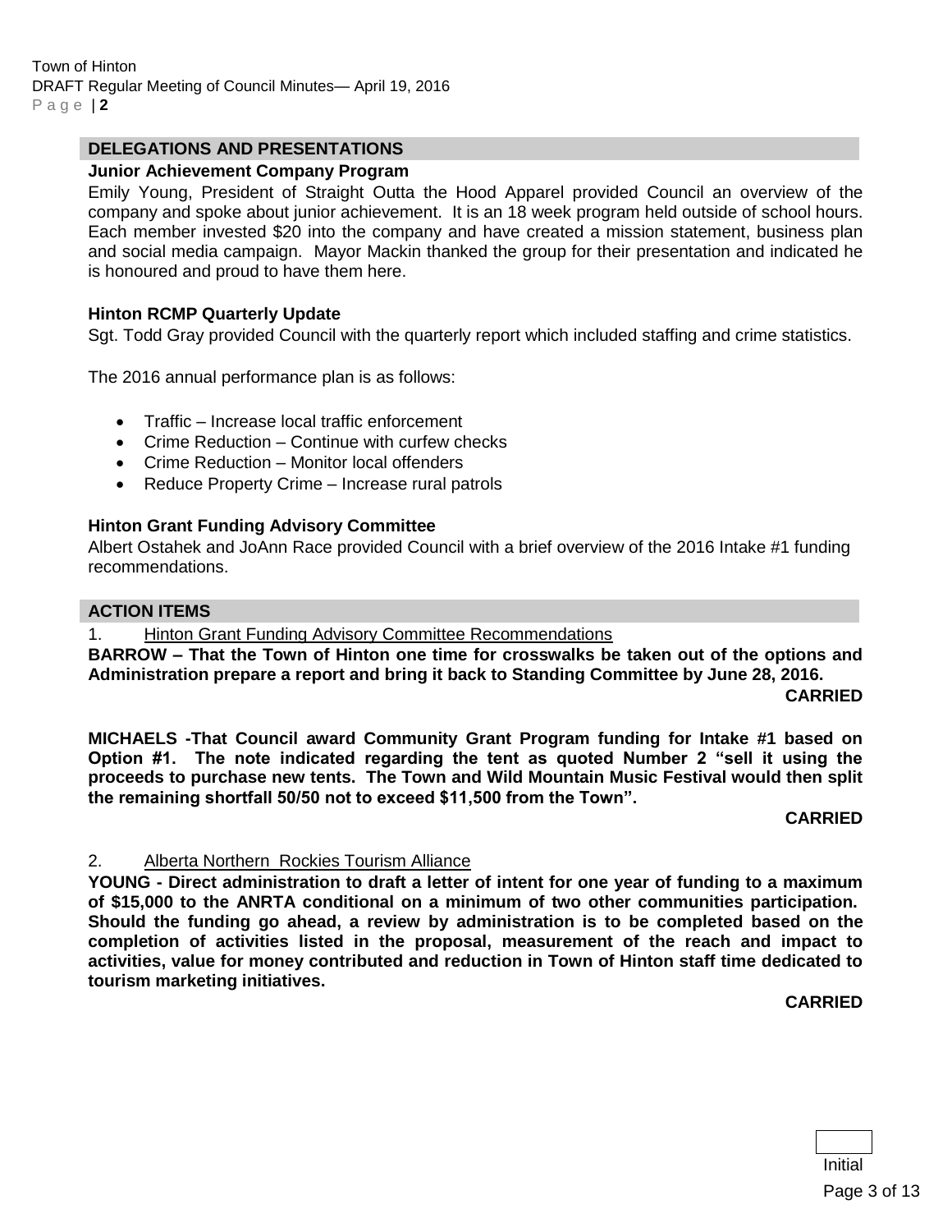## DELEGATIONS AND PRESENTATIONS

**Junior Achievement Company Program**

Emily Young, President of Straight Outta the Hood Apparel provided Council an overview of the company and spoke about junior achievement. It is an 18 week program held outside of school hours. Each member invested $20 into the company and have created a mission statement, business plan and social media campaign. Mayor Mackin thanked the group for their presentation and indicated he is honoured and proud to have them here.

**Hinton RCMP Quarterly Update**

Sgt. Todd Gray provided Council with the quarterly report which included staffing and crime statistics.

The 2016 annual performance plan is as follows:

- Traffic – Increase local traffic enforcement
- Crime Reduction – Continue with curfew checks
- Crime Reduction – Monitor local offenders
- Reduce Property Crime – Increase rural patrols

**Hinton Grant Funding Advisory Committee**

Albert Ostahek and JoAnn Race provided Council with a brief overview of the 2016 Intake #1 funding recommendations.

## ACTION ITEMS

1. Hinton Grant Funding Advisory Committee Recommendations

**BARROW – That the Town of Hinton one time for crosswalks be taken out of the options and Administration prepare a report and bring it back to Standing Committee by June 28, 2016.**

**CARRIED**

**MICHAELS -That Council award Community Grant Program funding for Intake #1 based on Option #1. The note indicated regarding the tent as quoted Number 2 "sell it using the proceeds to purchase new tents. The Town and Wild Mountain Music Festival would then split the remaining shortfall 50/50 not to exceed $11,500 from the Town".**

**CARRIED**

2. Alberta Northern Rockies Tourism Alliance

**YOUNG - Direct administration to draft a letter of intent for one year of funding to a maximum of $15,000 to the ANRTA conditional on a minimum of two other communities participation. Should the funding go ahead, a review by administration is to be completed based on the completion of activities listed in the proposal, measurement of the reach and impact to activities, value for money contributed and reduction in Town of Hinton staff time dedicated to tourism marketing initiatives.**

**CARRIED**

Initial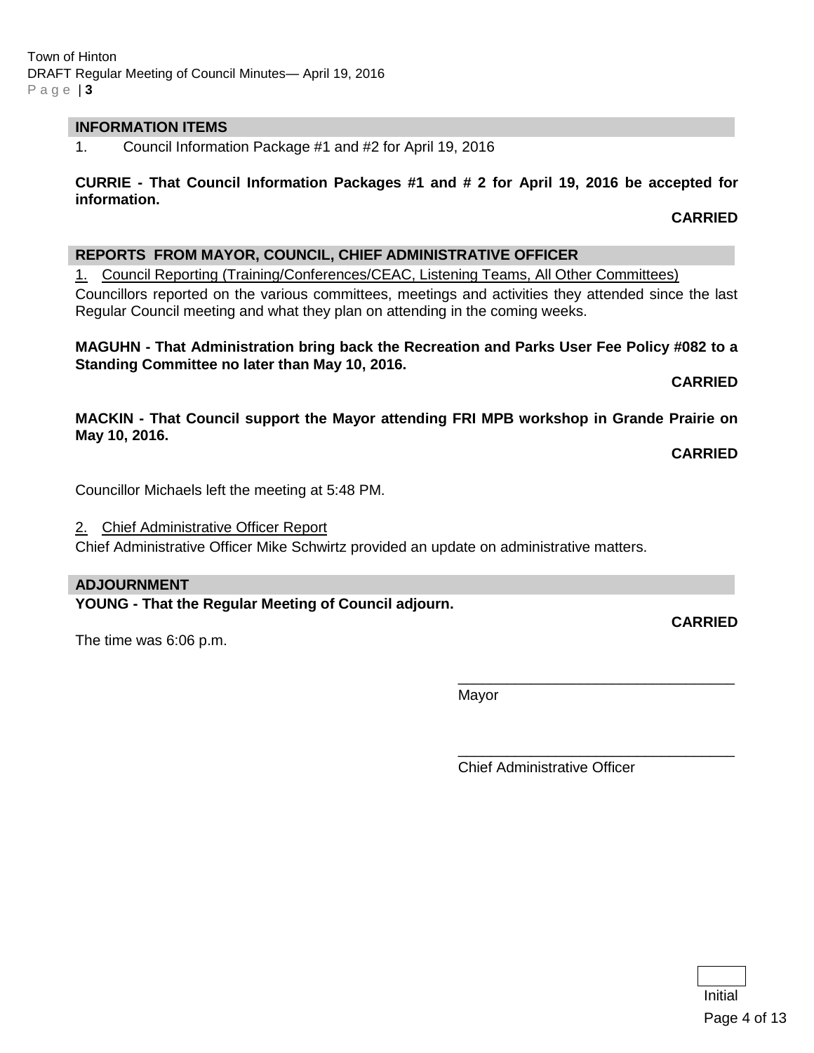## INFORMATION ITEMS

1. Council Information Package #1 and #2 for April 19, 2016

**CURRIE - That Council Information Packages #1 and # 2 for April 19, 2016 be accepted for information.**

**CARRIED**

## REPORTS FROM MAYOR, COUNCIL, CHIEF ADMINISTRATIVE OFFICER

1. Council Reporting (Training/Conferences/CEAC, Listening Teams, All Other Committees)

Councillors reported on the various committees, meetings and activities they attended since the last Regular Council meeting and what they plan on attending in the coming weeks.

**MAGUHN - That Administration bring back the Recreation and Parks User Fee Policy #082 to a Standing Committee no later than May 10, 2016.**

**CARRIED**

**MACKIN - That Council support the Mayor attending FRI MPB workshop in Grande Prairie on May 10, 2016.**

**CARRIED**

Councillor Michaels left the meeting at 5:48 PM.

2. Chief Administrative Officer Report

Chief Administrative Officer Mike Schwirtz provided an update on administrative matters.

## ADJOURNMENT

**YOUNG - That the Regular Meeting of Council adjourn.**

**CARRIED**

The time was 6:06 p.m.

\_\_\_\_\_\_\_\_\_\_\_\_\_\_\_\_\_\_\_\_\_\_\_\_\_\_\_\_\_\_\_\_\_\_
Mayor

\_\_\_\_\_\_\_\_\_\_\_\_\_\_\_\_\_\_\_\_\_\_\_\_\_\_\_\_\_\_\_\_\_\_
Chief Administrative Officer

Initial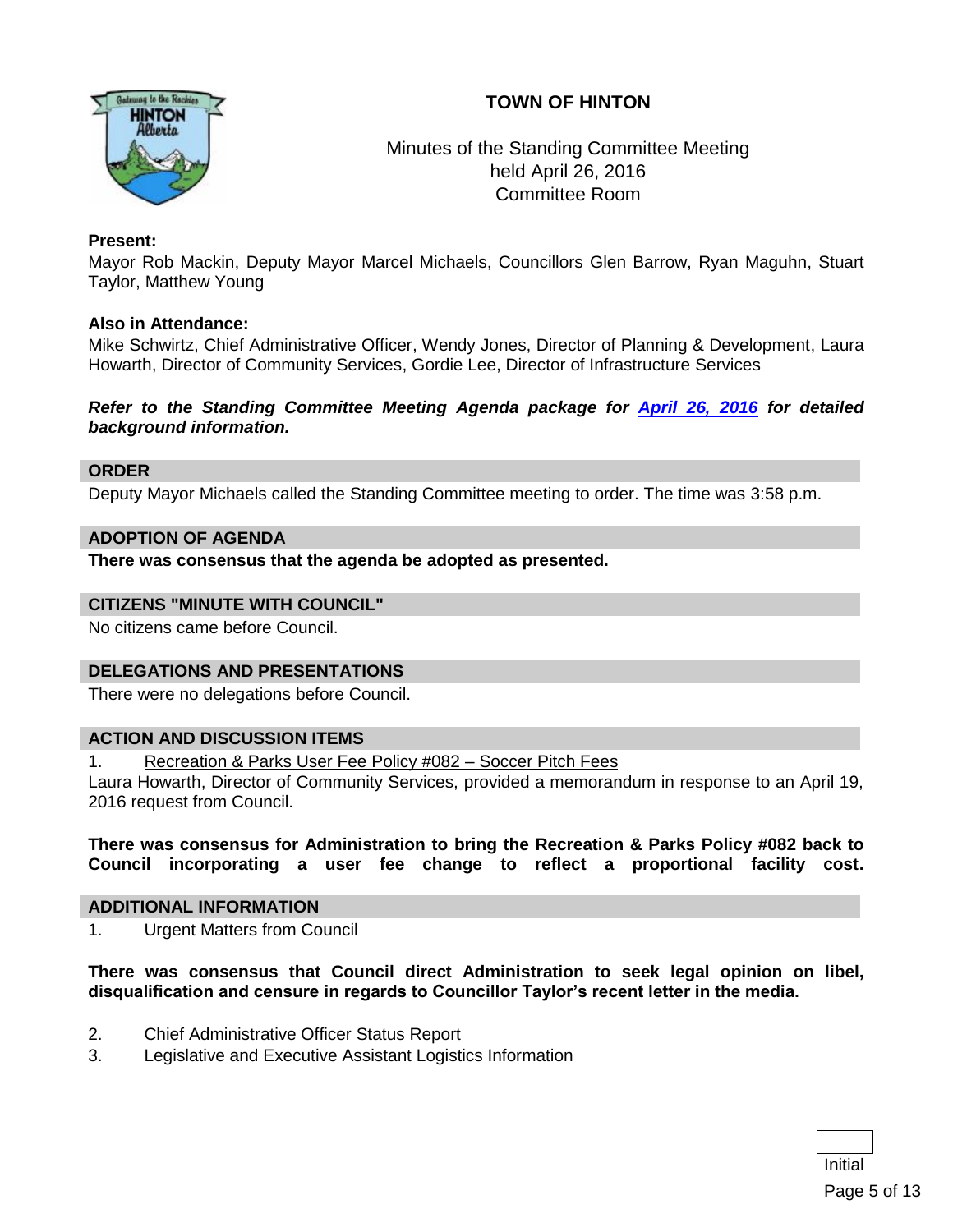# TOWN OF HINTON

Minutes of the Standing Committee Meeting
held April 26, 2016
Committee Room

**Present:**
Mayor Rob Mackin, Deputy Mayor Marcel Michaels, Councillors Glen Barrow, Ryan Maguhn, Stuart Taylor, Matthew Young

**Also in Attendance:**
Mike Schwirtz, Chief Administrative Officer, Wendy Jones, Director of Planning & Development, Laura Howarth, Director of Community Services, Gordie Lee, Director of Infrastructure Services

***Refer to the Standing Committee Meeting Agenda package for April 26, 2016 for detailed background information.***

## ORDER

Deputy Mayor Michaels called the Standing Committee meeting to order. The time was 3:58 p.m.

## ADOPTION OF AGENDA

**There was consensus that the agenda be adopted as presented.**

## CITIZENS "MINUTE WITH COUNCIL"

No citizens came before Council.

## DELEGATIONS AND PRESENTATIONS

There were no delegations before Council.

## ACTION AND DISCUSSION ITEMS

1. Recreation & Parks User Fee Policy #082 – Soccer Pitch Fees

Laura Howarth, Director of Community Services, provided a memorandum in response to an April 19, 2016 request from Council.

**There was consensus for Administration to bring the Recreation & Parks Policy #082 back to Council incorporating a user fee change to reflect a proportional facility cost.**

## ADDITIONAL INFORMATION

1. Urgent Matters from Council

**There was consensus that Council direct Administration to seek legal opinion on libel, disqualification and censure in regards to Councillor Taylor's recent letter in the media.**

2. Chief Administrative Officer Status Report
3. Legislative and Executive Assistant Logistics Information

Initial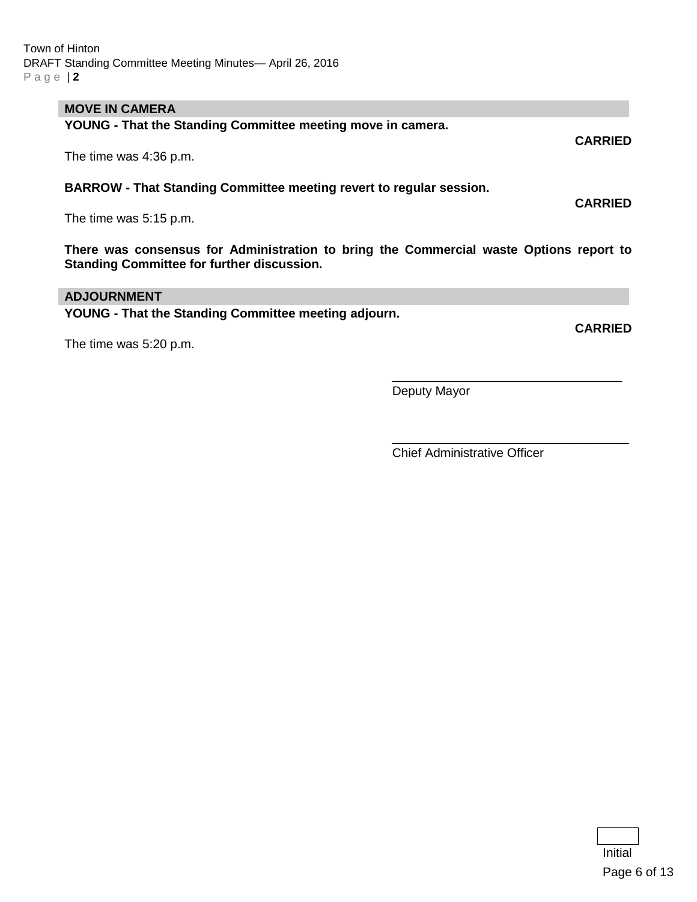## MOVE IN CAMERA

**YOUNG - That the Standing Committee meeting move in camera.**

**CARRIED**

The time was 4:36 p.m.

**BARROW - That Standing Committee meeting revert to regular session.**

**CARRIED**

The time was 5:15 p.m.

**There was consensus for Administration to bring the Commercial waste Options report to Standing Committee for further discussion.**

## ADJOURNMENT

**YOUNG - That the Standing Committee meeting adjourn.**

**CARRIED**

The time was 5:20 p.m.

\_\_\_\_\_\_\_\_\_\_\_\_\_\_\_\_\_\_\_\_\_\_\_\_\_\_\_\_\_\_\_\_
Deputy Mayor

\_\_\_\_\_\_\_\_\_\_\_\_\_\_\_\_\_\_\_\_\_\_\_\_\_\_\_\_\_\_\_\_
Chief Administrative Officer

Initial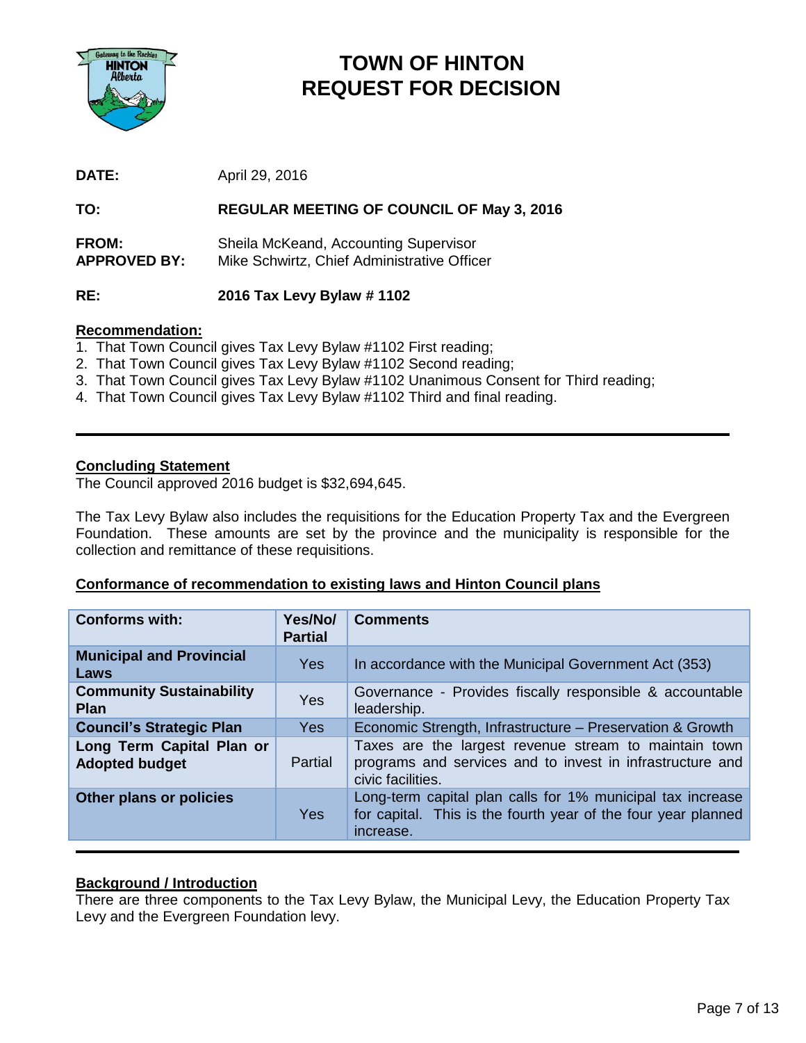# TOWN OF HINTON
# REQUEST FOR DECISION

**DATE:** April 29, 2016

**TO:** **REGULAR MEETING OF COUNCIL OF May 3, 2016**

**FROM:** Sheila McKeand, Accounting Supervisor
**APPROVED BY:** Mike Schwirtz, Chief Administrative Officer

**RE:** **2016 Tax Levy Bylaw # 1102**

**Recommendation:**

1. That Town Council gives Tax Levy Bylaw #1102 First reading;
2. That Town Council gives Tax Levy Bylaw #1102 Second reading;
3. That Town Council gives Tax Levy Bylaw #1102 Unanimous Consent for Third reading;
4. That Town Council gives Tax Levy Bylaw #1102 Third and final reading.

---

**Concluding Statement**

The Council approved 2016 budget is $32,694,645.

The Tax Levy Bylaw also includes the requisitions for the Education Property Tax and the Evergreen Foundation. These amounts are set by the province and the municipality is responsible for the collection and remittance of these requisitions.

**Conformance of recommendation to existing laws and Hinton Council plans**

| Conforms with: | Yes/No/ Partial | Comments |
|---|---|---|
| **Municipal and Provincial Laws** | Yes | In accordance with the Municipal Government Act (353) |
| **Community Sustainability Plan** | Yes | Governance - Provides fiscally responsible & accountable leadership. |
| **Council's Strategic Plan** | Yes | Economic Strength, Infrastructure – Preservation & Growth |
| **Long Term Capital Plan or Adopted budget** | Partial | Taxes are the largest revenue stream to maintain town programs and services and to invest in infrastructure and civic facilities. |
| **Other plans or policies** | Yes | Long-term capital plan calls for 1% municipal tax increase for capital. This is the fourth year of the four year planned increase. |

---

**Background / Introduction**

There are three components to the Tax Levy Bylaw, the Municipal Levy, the Education Property Tax Levy and the Evergreen Foundation levy.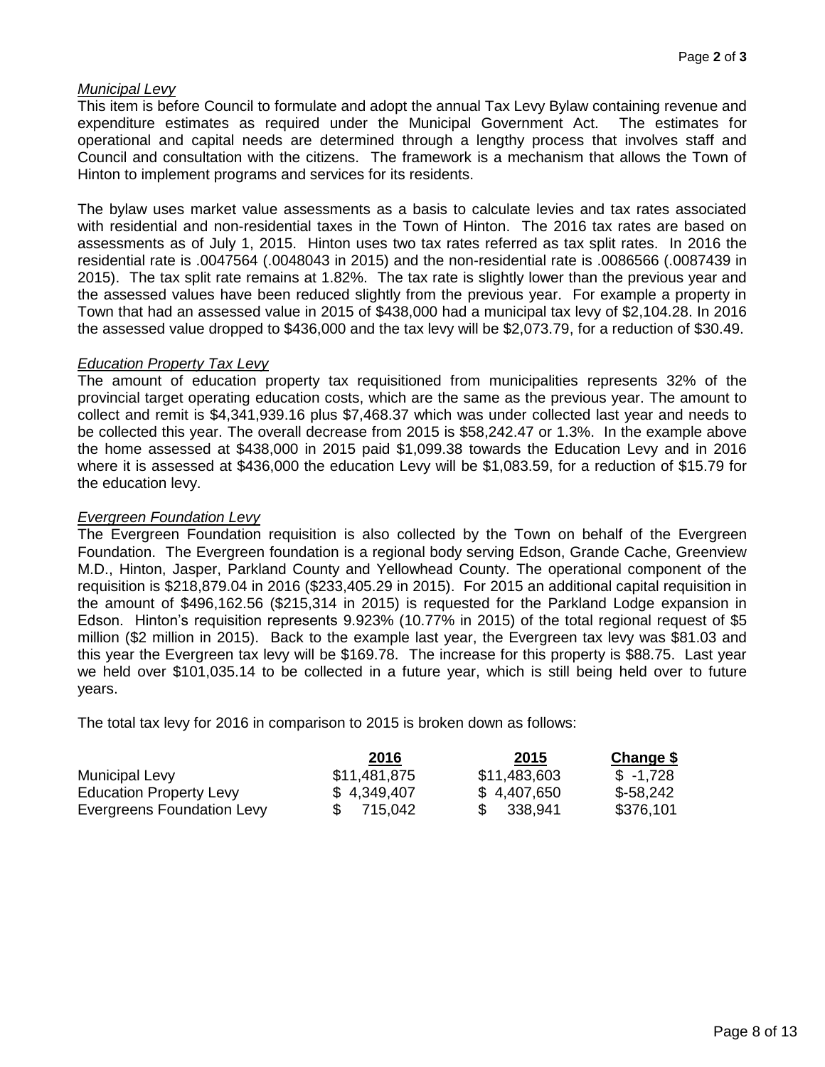*Municipal Levy*

This item is before Council to formulate and adopt the annual Tax Levy Bylaw containing revenue and expenditure estimates as required under the Municipal Government Act. The estimates for operational and capital needs are determined through a lengthy process that involves staff and Council and consultation with the citizens. The framework is a mechanism that allows the Town of Hinton to implement programs and services for its residents.

The bylaw uses market value assessments as a basis to calculate levies and tax rates associated with residential and non-residential taxes in the Town of Hinton. The 2016 tax rates are based on assessments as of July 1, 2015. Hinton uses two tax rates referred as tax split rates. In 2016 the residential rate is .0047564 (.0048043 in 2015) and the non-residential rate is .0086566 (.0087439 in 2015). The tax split rate remains at 1.82%. The tax rate is slightly lower than the previous year and the assessed values have been reduced slightly from the previous year. For example a property in Town that had an assessed value in 2015 of $438,000 had a municipal tax levy of $2,104.28. In 2016 the assessed value dropped to $436,000 and the tax levy will be $2,073.79, for a reduction of $30.49.

*Education Property Tax Levy*

The amount of education property tax requisitioned from municipalities represents 32% of the provincial target operating education costs, which are the same as the previous year. The amount to collect and remit is $4,341,939.16 plus $7,468.37 which was under collected last year and needs to be collected this year. The overall decrease from 2015 is $58,242.47 or 1.3%. In the example above the home assessed at $438,000 in 2015 paid $1,099.38 towards the Education Levy and in 2016 where it is assessed at $436,000 the education Levy will be $1,083.59, for a reduction of $15.79 for the education levy.

*Evergreen Foundation Levy*

The Evergreen Foundation requisition is also collected by the Town on behalf of the Evergreen Foundation. The Evergreen foundation is a regional body serving Edson, Grande Cache, Greenview M.D., Hinton, Jasper, Parkland County and Yellowhead County. The operational component of the requisition is $218,879.04 in 2016 ($233,405.29 in 2015). For 2015 an additional capital requisition in the amount of $496,162.56 ($215,314 in 2015) is requested for the Parkland Lodge expansion in Edson. Hinton's requisition represents 9.923% (10.77% in 2015) of the total regional request of $5 million ($2 million in 2015). Back to the example last year, the Evergreen tax levy was $81.03 and this year the Evergreen tax levy will be $169.78. The increase for this property is $88.75. Last year we held over $101,035.14 to be collected in a future year, which is still being held over to future years.

The total tax levy for 2016 in comparison to 2015 is broken down as follows:

| | 2016 | 2015 | Change $ |
|---|---|---|---|
| Municipal Levy | $11,481,875 | $11,483,603 | $ -1,728 |
| Education Property Levy | $ 4,349,407 | $ 4,407,650 | $-58,242 |
| Evergreens Foundation Levy | $ 715,042 | $ 338,941 | $376,101 |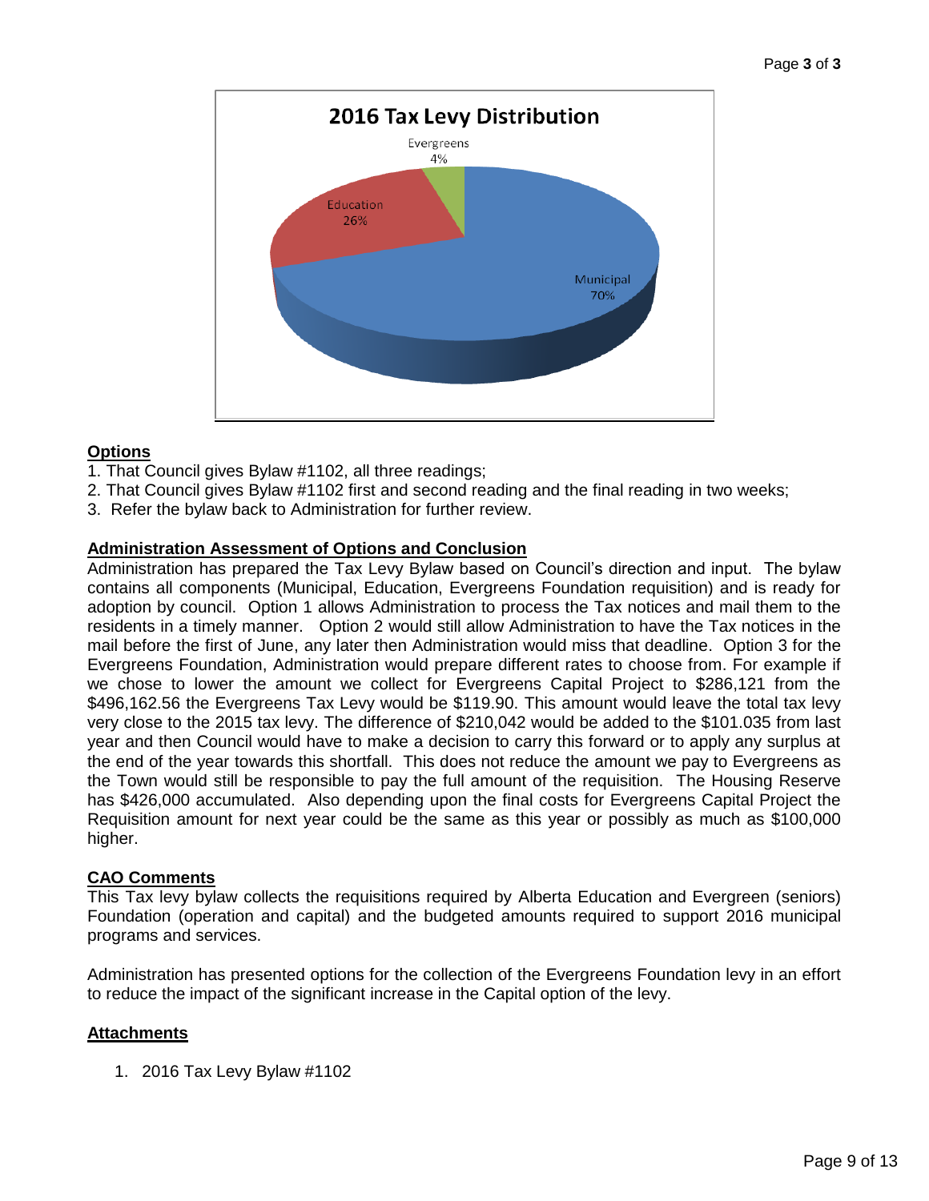**2016 Tax Levy Distribution**

Evergreens 4%

Education 26%

Municipal 70%

## Options

1. That Council gives Bylaw #1102, all three readings;
2. That Council gives Bylaw #1102 first and second reading and the final reading in two weeks;
3. Refer the bylaw back to Administration for further review.

## Administration Assessment of Options and Conclusion

Administration has prepared the Tax Levy Bylaw based on Council's direction and input. The bylaw contains all components (Municipal, Education, Evergreens Foundation requisition) and is ready for adoption by council. Option 1 allows Administration to process the Tax notices and mail them to the residents in a timely manner. Option 2 would still allow Administration to have the Tax notices in the mail before the first of June, any later then Administration would miss that deadline. Option 3 for the Evergreens Foundation, Administration would prepare different rates to choose from. For example if we chose to lower the amount we collect for Evergreens Capital Project to $286,121 from the $496,162.56 the Evergreens Tax Levy would be $119.90. This amount would leave the total tax levy very close to the 2015 tax levy. The difference of $210,042 would be added to the $101.035 from last year and then Council would have to make a decision to carry this forward or to apply any surplus at the end of the year towards this shortfall. This does not reduce the amount we pay to Evergreens as the Town would still be responsible to pay the full amount of the requisition. The Housing Reserve has $426,000 accumulated. Also depending upon the final costs for Evergreens Capital Project the Requisition amount for next year could be the same as this year or possibly as much as $100,000 higher.

## CAO Comments

This Tax levy bylaw collects the requisitions required by Alberta Education and Evergreen (seniors) Foundation (operation and capital) and the budgeted amounts required to support 2016 municipal programs and services.

Administration has presented options for the collection of the Evergreens Foundation levy in an effort to reduce the impact of the significant increase in the Capital option of the levy.

## Attachments

1. 2016 Tax Levy Bylaw #1102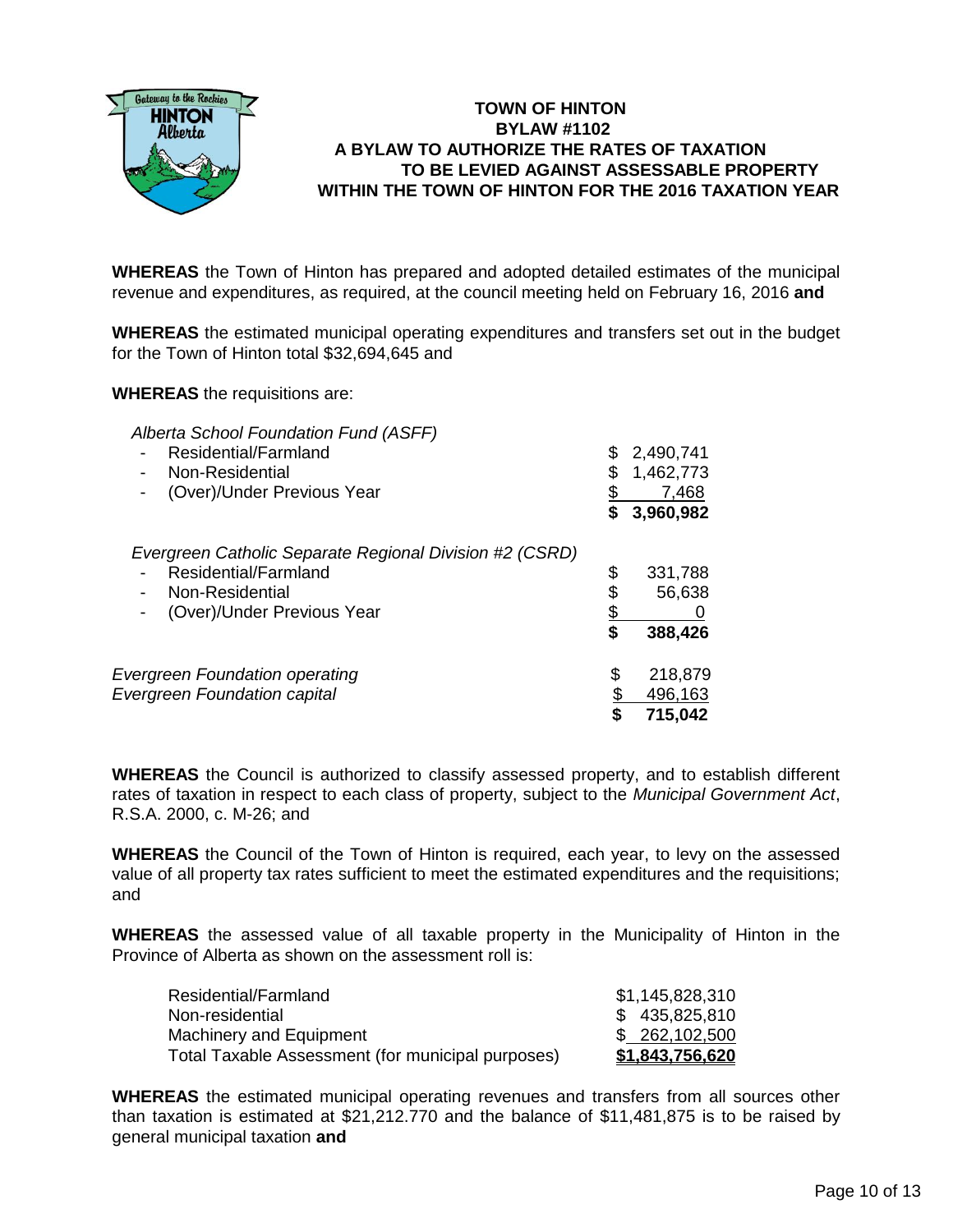# TOWN OF HINTON
## BYLAW #1102
## A BYLAW TO AUTHORIZE THE RATES OF TAXATION TO BE LEVIED AGAINST ASSESSABLE PROPERTY WITHIN THE TOWN OF HINTON FOR THE 2016 TAXATION YEAR

**WHEREAS** the Town of Hinton has prepared and adopted detailed estimates of the municipal revenue and expenditures, as required, at the council meeting held on February 16, 2016 **and**

**WHEREAS** the estimated municipal operating expenditures and transfers set out in the budget for the Town of Hinton total $32,694,645 and

**WHEREAS** the requisitions are:

| | |
|---|---|
| *Alberta School Foundation Fund (ASFF)* | |
| - Residential/Farmland | $ 2,490,741 |
| - Non-Residential | $ 1,462,773 |
| - (Over)/Under Previous Year | $ 7,468 |
| | **$ 3,960,982** |
| *Evergreen Catholic Separate Regional Division #2 (CSRD)* | |
| - Residential/Farmland | $ 331,788 |
| - Non-Residential | $ 56,638 |
| - (Over)/Under Previous Year | $ 0 |
| | **$ 388,426** |
| *Evergreen Foundation operating* | $ 218,879 |
| *Evergreen Foundation capital* | $ 496,163 |
| | **$ 715,042** |

**WHEREAS** the Council is authorized to classify assessed property, and to establish different rates of taxation in respect to each class of property, subject to the *Municipal Government Act*, R.S.A. 2000, c. M-26; and

**WHEREAS** the Council of the Town of Hinton is required, each year, to levy on the assessed value of all property tax rates sufficient to meet the estimated expenditures and the requisitions; and

**WHEREAS** the assessed value of all taxable property in the Municipality of Hinton in the Province of Alberta as shown on the assessment roll is:

| | |
|---|---|
| Residential/Farmland | $1,145,828,310 |
| Non-residential | $ 435,825,810 |
| Machinery and Equipment | $ 262,102,500 |
| Total Taxable Assessment (for municipal purposes) | **$1,843,756,620** |

**WHEREAS** the estimated municipal operating revenues and transfers from all sources other than taxation is estimated at $21,212.770 and the balance of $11,481,875 is to be raised by general municipal taxation **and**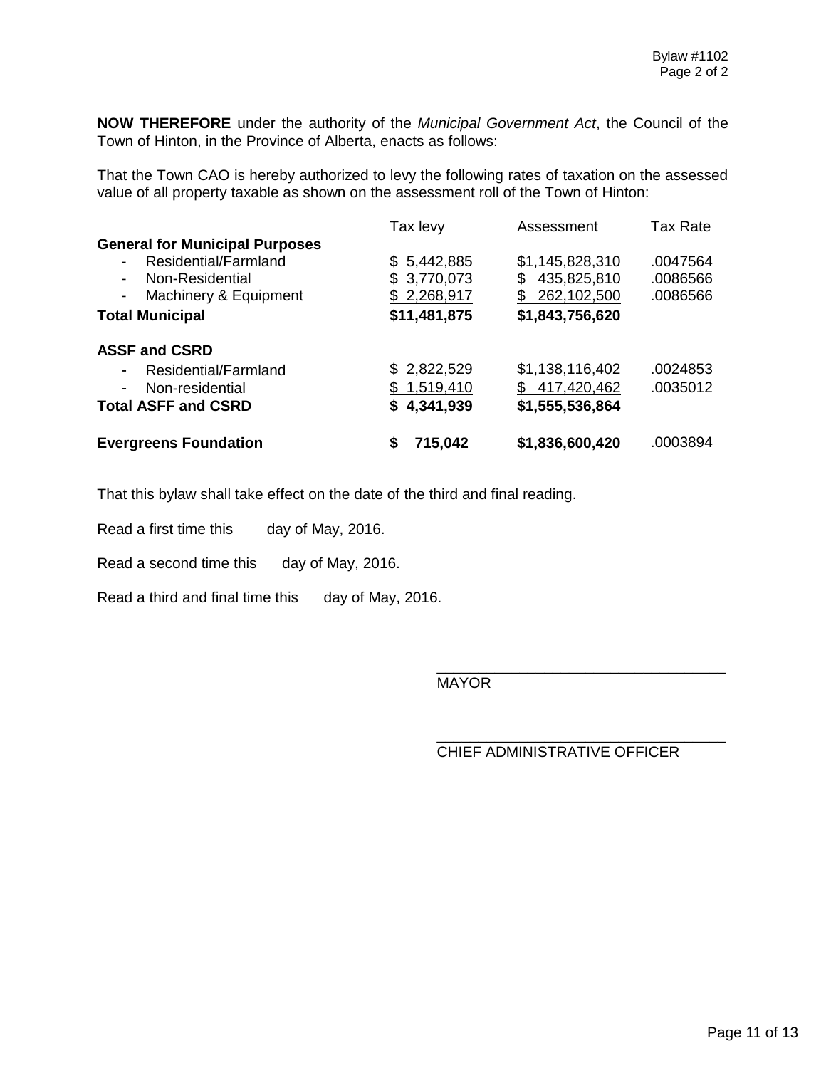**NOW THEREFORE** under the authority of the *Municipal Government Act*, the Council of the Town of Hinton, in the Province of Alberta, enacts as follows:

That the Town CAO is hereby authorized to levy the following rates of taxation on the assessed value of all property taxable as shown on the assessment roll of the Town of Hinton:

| | Tax levy | Assessment | Tax Rate |
|---|---|---|---|
| **General for Municipal Purposes** | | | |
| - Residential/Farmland | $ 5,442,885 | $1,145,828,310 | .0047564 |
| - Non-Residential | $ 3,770,073 | $ 435,825,810 | .0086566 |
| - Machinery & Equipment | $ 2,268,917 | $ 262,102,500 | .0086566 |
| **Total Municipal** | **$11,481,875** | **$1,843,756,620** | |
| **ASSF and CSRD** | | | |
| - Residential/Farmland | $ 2,822,529 | $1,138,116,402 | .0024853 |
| - Non-residential | $ 1,519,410 | $ 417,420,462 | .0035012 |
| **Total ASFF and CSRD** | **$ 4,341,939** | **$1,555,536,864** | |
| **Evergreens Foundation** | **$ 715,042** | **$1,836,600,420** | .0003894 |

That this bylaw shall take effect on the date of the third and final reading.

Read a first time this day of May, 2016.

Read a second time this day of May, 2016.

Read a third and final time this day of May, 2016.

\_\_\_\_\_\_\_\_\_\_\_\_\_\_\_\_\_\_\_\_\_\_\_\_\_\_\_\_\_\_\_\_\_\_
MAYOR

\_\_\_\_\_\_\_\_\_\_\_\_\_\_\_\_\_\_\_\_\_\_\_\_\_\_\_\_\_\_\_\_\_\_
CHIEF ADMINISTRATIVE OFFICER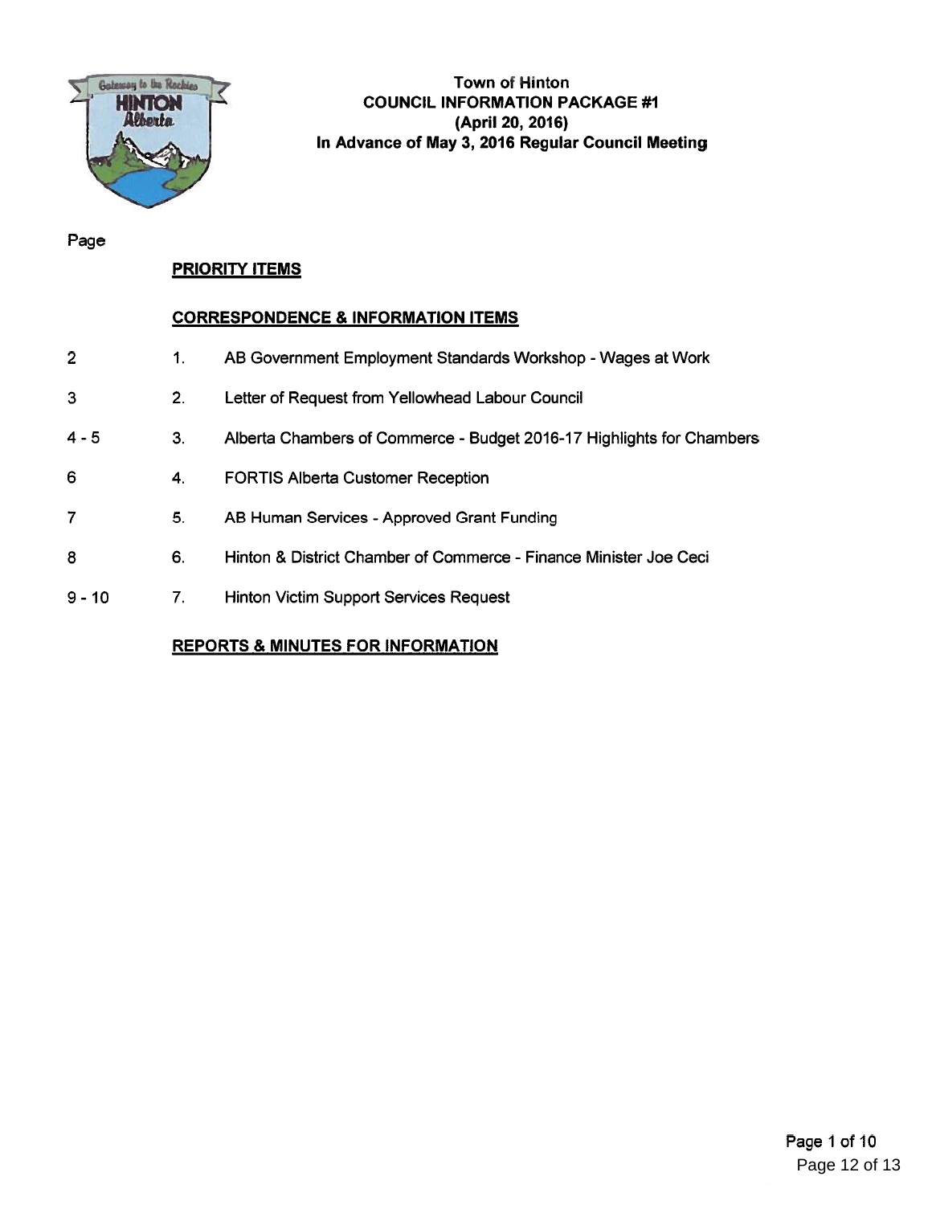# Town of Hinton
## COUNCIL INFORMATION PACKAGE #1
## (April 20, 2016)
## In Advance of May 3, 2016 Regular Council Meeting

| Page | | |
|---|---|---|
| | | **PRIORITY ITEMS** |
| | | **CORRESPONDENCE & INFORMATION ITEMS** |
| 2 | 1. | AB Government Employment Standards Workshop - Wages at Work |
| 3 | 2. | Letter of Request from Yellowhead Labour Council |
| 4 - 5 | 3. | Alberta Chambers of Commerce - Budget 2016-17 Highlights for Chambers |
| 6 | 4. | FORTIS Alberta Customer Reception |
| 7 | 5. | AB Human Services - Approved Grant Funding |
| 8 | 6. | Hinton & District Chamber of Commerce - Finance Minister Joe Ceci |
| 9 - 10 | 7. | Hinton Victim Support Services Request |
| | | **REPORTS & MINUTES FOR INFORMATION** |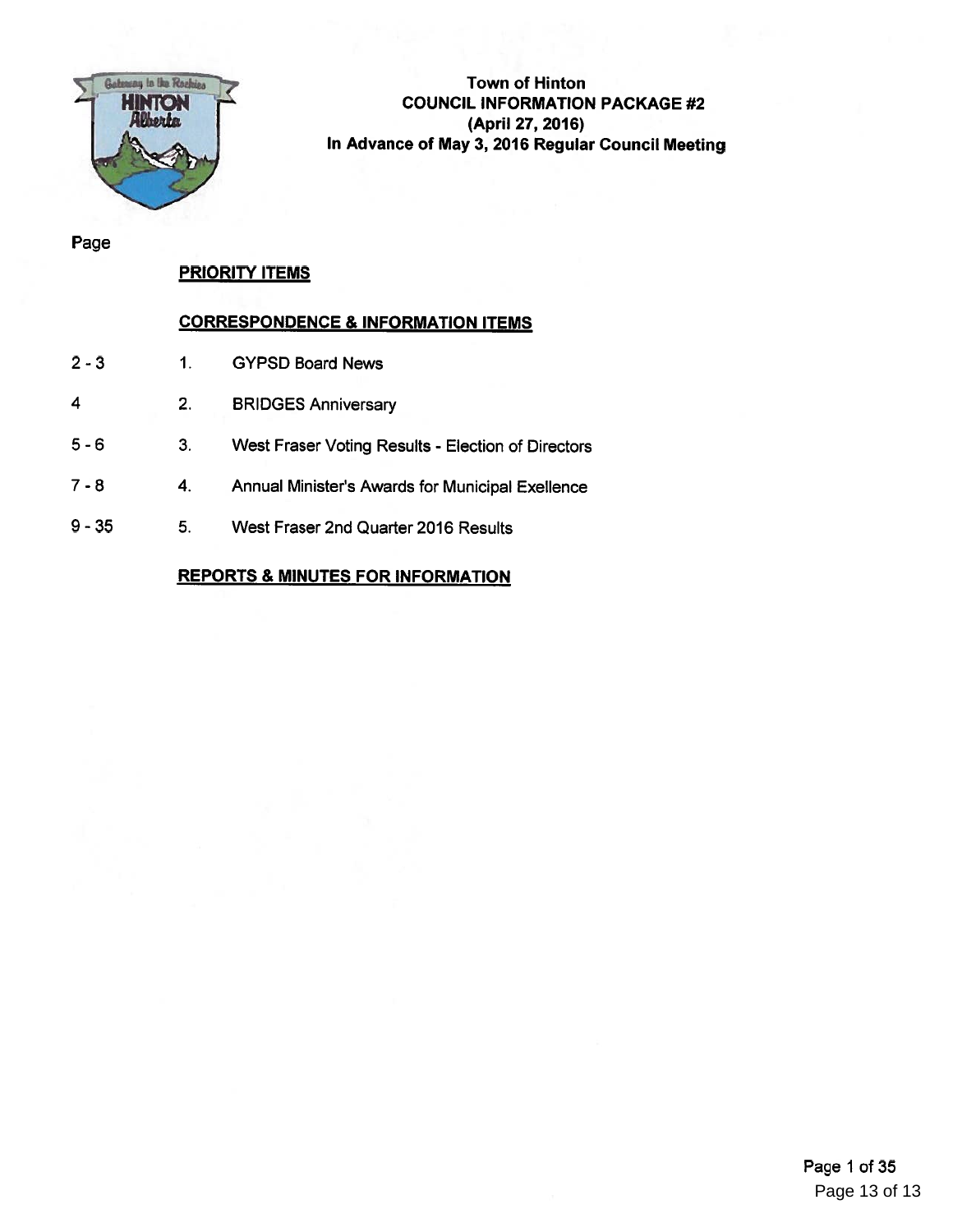# Town of Hinton
## COUNCIL INFORMATION PACKAGE #2
### (April 27, 2016)
### In Advance of May 3, 2016 Regular Council Meeting

Page

**PRIORITY ITEMS**

**CORRESPONDENCE & INFORMATION ITEMS**

| Page | | |
|---|---|---|
| 2 - 3 | 1. | GYPSD Board News |
| 4 | 2. | BRIDGES Anniversary |
| 5 - 6 | 3. | West Fraser Voting Results - Election of Directors |
| 7 - 8 | 4. | Annual Minister's Awards for Municipal Exellence |
| 9 - 35 | 5. | West Fraser 2nd Quarter 2016 Results |

**REPORTS & MINUTES FOR INFORMATION**